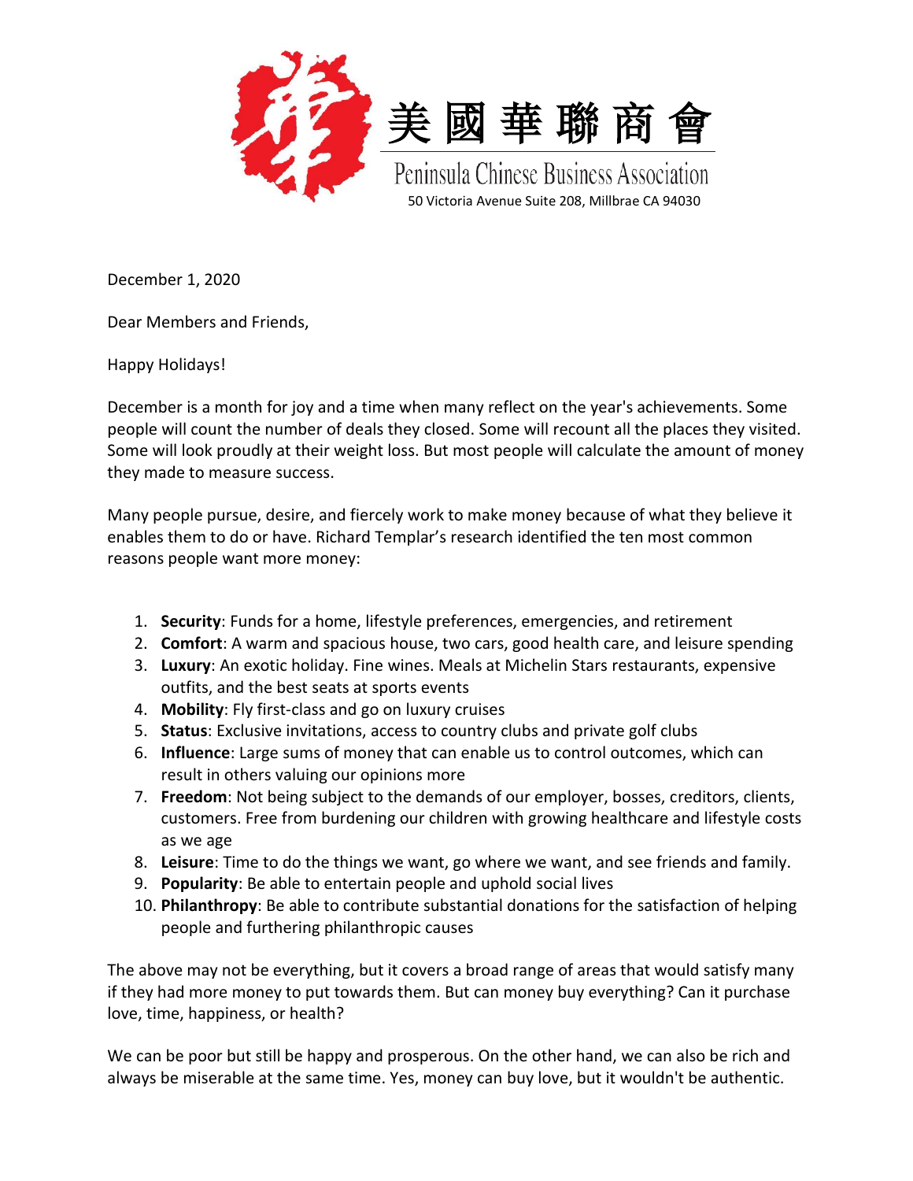美國華聯商會

Peninsula Chinese Business Association

50 Victoria Avenue Suite 208, Millbrae CA 94030

December 1, 2020

Dear Members and Friends,

Happy Holidays!

December is a month for joy and a time when many reflect on the year's achievements. Some people will count the number of deals they closed. Some will recount all the places they visited. Some will look proudly at their weight loss. But most people will calculate the amount of money they made to measure success.

Many people pursue, desire, and fiercely work to make money because of what they believe it enables them to do or have. Richard Templar's research identified the ten most common reasons people want more money:

1. **Security**: Funds for a home, lifestyle preferences, emergencies, and retirement
2. **Comfort**: A warm and spacious house, two cars, good health care, and leisure spending
3. **Luxury**: An exotic holiday. Fine wines. Meals at Michelin Stars restaurants, expensive outfits, and the best seats at sports events
4. **Mobility**: Fly first-class and go on luxury cruises
5. **Status**: Exclusive invitations, access to country clubs and private golf clubs
6. **Influence**: Large sums of money that can enable us to control outcomes, which can result in others valuing our opinions more
7. **Freedom**: Not being subject to the demands of our employer, bosses, creditors, clients, customers. Free from burdening our children with growing healthcare and lifestyle costs as we age
8. **Leisure**: Time to do the things we want, go where we want, and see friends and family.
9. **Popularity**: Be able to entertain people and uphold social lives
10. **Philanthropy**: Be able to contribute substantial donations for the satisfaction of helping people and furthering philanthropic causes

The above may not be everything, but it covers a broad range of areas that would satisfy many if they had more money to put towards them. But can money buy everything? Can it purchase love, time, happiness, or health?

We can be poor but still be happy and prosperous. On the other hand, we can also be rich and always be miserable at the same time. Yes, money can buy love, but it wouldn't be authentic.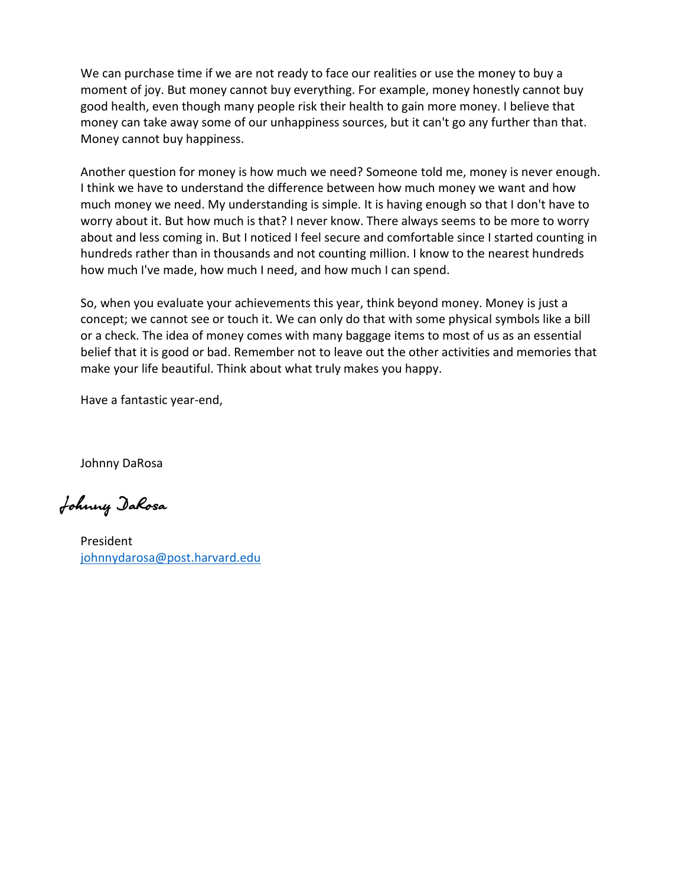We can purchase time if we are not ready to face our realities or use the money to buy a moment of joy. But money cannot buy everything. For example, money honestly cannot buy good health, even though many people risk their health to gain more money. I believe that money can take away some of our unhappiness sources, but it can't go any further than that. Money cannot buy happiness.

Another question for money is how much we need? Someone told me, money is never enough. I think we have to understand the difference between how much money we want and how much money we need. My understanding is simple. It is having enough so that I don't have to worry about it. But how much is that? I never know. There always seems to be more to worry about and less coming in. But I noticed I feel secure and comfortable since I started counting in hundreds rather than in thousands and not counting million. I know to the nearest hundreds how much I've made, how much I need, and how much I can spend.

So, when you evaluate your achievements this year, think beyond money. Money is just a concept; we cannot see or touch it. We can only do that with some physical symbols like a bill or a check. The idea of money comes with many baggage items to most of us as an essential belief that it is good or bad. Remember not to leave out the other activities and memories that make your life beautiful. Think about what truly makes you happy.

Have a fantastic year-end,

Johnny DaRosa

*Johnny DaRosa*

President
johnnydarosa@post.harvard.edu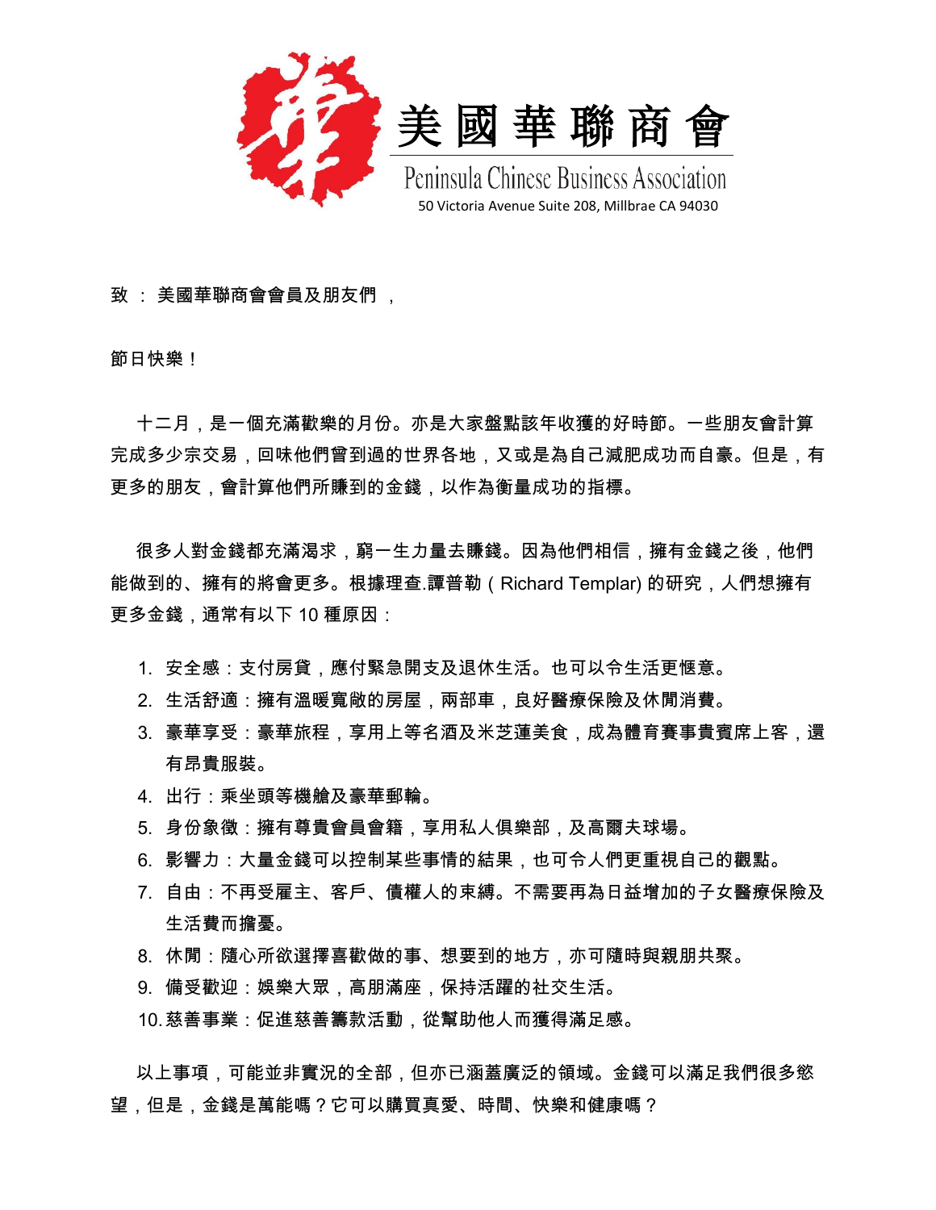# 美國華聯商會

Peninsula Chinese Business Association

50 Victoria Avenue Suite 208, Millbrae CA 94030

致 ： 美國華聯商會會員及朋友們 ，

節日快樂！

十二月，是一個充滿歡樂的月份。亦是大家盤點該年收獲的好時節。一些朋友會計算完成多少宗交易，回味他們曾到過的世界各地，又或是為自己減肥成功而自豪。但是，有更多的朋友，會計算他們所賺到的金錢，以作為衡量成功的指標。

很多人對金錢都充滿渴求，窮一生力量去賺錢。因為他們相信，擁有金錢之後，他們能做到的、擁有的將會更多。根據理查.譚普勒（Richard Templar) 的研究，人們想擁有更多金錢，通常有以下 10 種原因：

1. 安全感：支付房貸，應付緊急開支及退休生活。也可以令生活更愜意。
2. 生活舒適：擁有溫暖寬敞的房屋，兩部車，良好醫療保險及休閒消費。
3. 豪華享受：豪華旅程，享用上等名酒及米芝蓮美食，成為體育賽事貴賓席上客，還有昂貴服裝。
4. 出行：乘坐頭等機艙及豪華郵輪。
5. 身份象徵：擁有尊貴會員會籍，享用私人俱樂部，及高爾夫球場。
6. 影響力：大量金錢可以控制某些事情的結果，也可令人們更重視自己的觀點。
7. 自由：不再受雇主、客戶、債權人的束縛。不需要再為日益增加的子女醫療保險及生活費而擔憂。
8. 休閒：隨心所欲選擇喜歡做的事、想要到的地方，亦可隨時與親朋共聚。
9. 備受歡迎：娛樂大眾，高朋滿座，保持活躍的社交生活。
10. 慈善事業：促進慈善籌款活動，從幫助他人而獲得滿足感。

以上事項，可能並非實況的全部，但亦已涵蓋廣泛的領域。金錢可以滿足我們很多慾望，但是，金錢是萬能嗎？它可以購買真愛、時間、快樂和健康嗎？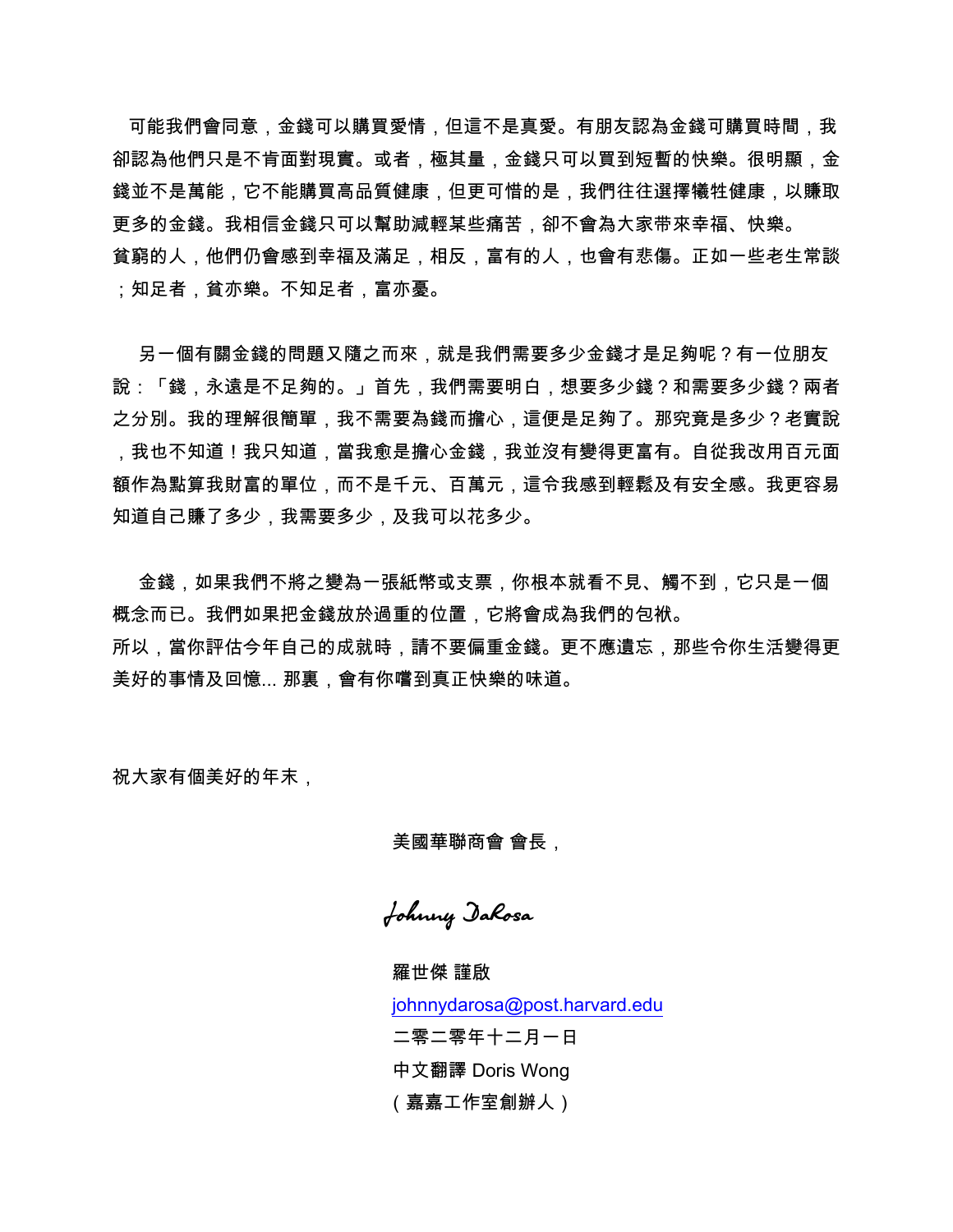可能我們會同意，金錢可以購買愛情，但這不是真愛。有朋友認為金錢可購買時間，我卻認為他們只是不肯面對現實。或者，極其量，金錢只可以買到短暫的快樂。很明顯，金錢並不是萬能，它不能購買高品質健康，但更可惜的是，我們往往選擇犧牲健康，以賺取更多的金錢。我相信金錢只可以幫助減輕某些痛苦，卻不會為大家帶來幸福、快樂。
貧窮的人，他們仍會感到幸福及滿足，相反，富有的人，也會有悲傷。正如一些老生常談；知足者，貧亦樂。不知足者，富亦憂。

另一個有關金錢的問題又隨之而來，就是我們需要多少金錢才是足夠呢？有一位朋友說：「錢，永遠是不足夠的。」首先，我們需要明白，想要多少錢？和需要多少錢？兩者之分別。我的理解很簡單，我不需要為錢而擔心，這便是足夠了。那究竟是多少？老實說，我也不知道！我只知道，當我愈是擔心金錢，我並沒有變得更富有。自從我改用百元面額作為點算我財富的單位，而不是千元、百萬元，這令我感到輕鬆及有安全感。我更容易知道自己賺了多少，我需要多少，及我可以花多少。

金錢，如果我們不將之變為一張紙幣或支票，你根本就看不見、觸不到，它只是一個概念而已。我們如果把金錢放於過重的位置，它將會成為我們的包袱。
所以，當你評估今年自己的成就時，請不要偏重金錢。更不應遺忘，那些令你生活變得更美好的事情及回憶... 那裏，會有你嚐到真正快樂的味道。

祝大家有個美好的年末，

美國華聯商會 會長，

Johnny DaRosa

羅世傑 謹啟
johnnydarosa@post.harvard.edu
二零二零年十二月一日
中文翻譯 Doris Wong
（嘉嘉工作室創辦人）